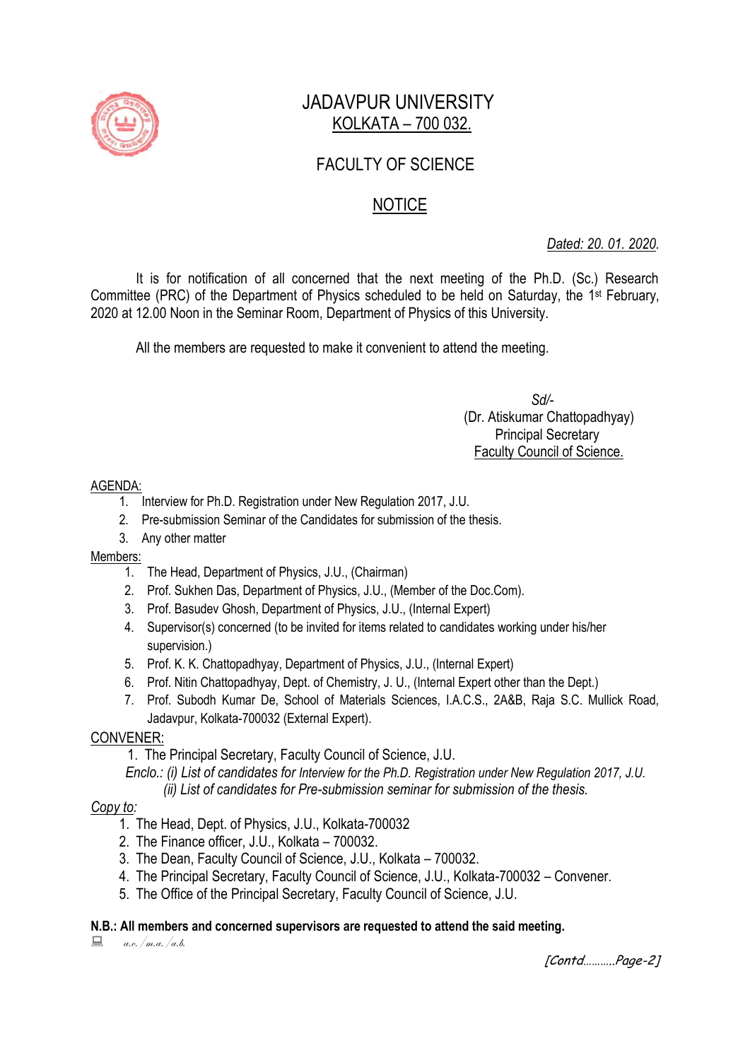# JADAVPUR UNIVERSITY
## KOLKATA – 700 032.

## FACULTY OF SCIENCE

## NOTICE

*Dated: 20. 01. 2020.*

It is for notification of all concerned that the next meeting of the Ph.D. (Sc.) Research Committee (PRC) of the Department of Physics scheduled to be held on Saturday, the 1st February, 2020 at 12.00 Noon in the Seminar Room, Department of Physics of this University.

All the members are requested to make it convenient to attend the meeting.

*Sd/-*
(Dr. Atiskumar Chattopadhyay)
Principal Secretary
Faculty Council of Science.

AGENDA:

1. Interview for Ph.D. Registration under New Regulation 2017, J.U.
2. Pre-submission Seminar of the Candidates for submission of the thesis.
3. Any other matter

Members:

1. The Head, Department of Physics, J.U., (Chairman)
2. Prof. Sukhen Das, Department of Physics, J.U., (Member of the Doc.Com).
3. Prof. Basudev Ghosh, Department of Physics, J.U., (Internal Expert)
4. Supervisor(s) concerned (to be invited for items related to candidates working under his/her supervision.)
5. Prof. K. K. Chattopadhyay, Department of Physics, J.U., (Internal Expert)
6. Prof. Nitin Chattopadhyay, Dept. of Chemistry, J. U., (Internal Expert other than the Dept.)
7. Prof. Subodh Kumar De, School of Materials Sciences, I.A.C.S., 2A&B, Raja S.C. Mullick Road, Jadavpur, Kolkata-700032 (External Expert).

CONVENER:

1. The Principal Secretary, Faculty Council of Science, J.U.

*Enclo.: (i) List of candidates for Interview for the Ph.D. Registration under New Regulation 2017, J.U.*
*(ii) List of candidates for Pre-submission seminar for submission of the thesis.*

*Copy to:*

1. The Head, Dept. of Physics, J.U., Kolkata-700032
2. The Finance officer, J.U., Kolkata – 700032.
3. The Dean, Faculty Council of Science, J.U., Kolkata – 700032.
4. The Principal Secretary, Faculty Council of Science, J.U., Kolkata-700032 – Convener.
5. The Office of the Principal Secretary, Faculty Council of Science, J.U.

**N.B.: All members and concerned supervisors are requested to attend the said meeting.**

*a.c./m.a./a.b.*

*[Contd..........Page-2]*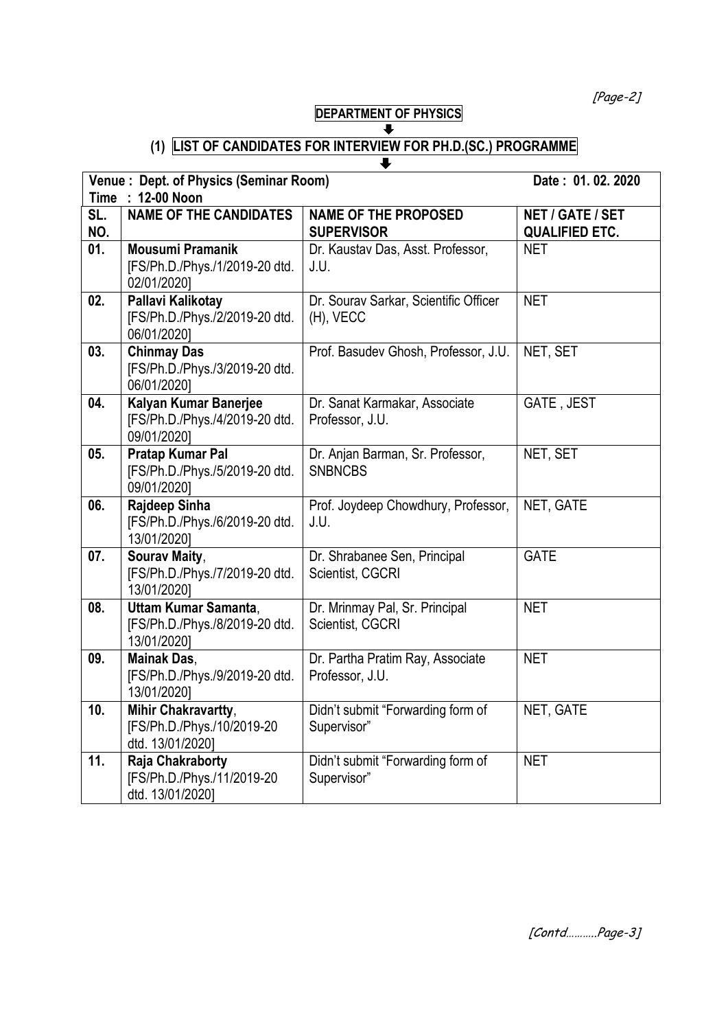## DEPARTMENT OF PHYSICS

### (1) LIST OF CANDIDATES FOR INTERVIEW FOR PH.D.(SC.) PROGRAMME

**Venue : Dept. of Physics (Seminar Room)** **Date : 01. 02. 2020**

**Time : 12-00 Noon**

| SL. NO. | NAME OF THE CANDIDATES | NAME OF THE PROPOSED SUPERVISOR | NET / GATE / SET QUALIFIED ETC. |
|---|---|---|---|
| 01. | **Mousumi Pramanik** [FS/Ph.D./Phys./1/2019-20 dtd. 02/01/2020] | Dr. Kaustav Das, Asst. Professor, J.U. | NET |
| 02. | **Pallavi Kalikotay** [FS/Ph.D./Phys./2/2019-20 dtd. 06/01/2020] | Dr. Sourav Sarkar, Scientific Officer (H), VECC | NET |
| 03. | **Chinmay Das** [FS/Ph.D./Phys./3/2019-20 dtd. 06/01/2020] | Prof. Basudev Ghosh, Professor, J.U. | NET, SET |
| 04. | **Kalyan Kumar Banerjee** [FS/Ph.D./Phys./4/2019-20 dtd. 09/01/2020] | Dr. Sanat Karmakar, Associate Professor, J.U. | GATE , JEST |
| 05. | **Pratap Kumar Pal** [FS/Ph.D./Phys./5/2019-20 dtd. 09/01/2020] | Dr. Anjan Barman, Sr. Professor, SNBNCBS | NET, SET |
| 06. | **Rajdeep Sinha** [FS/Ph.D./Phys./6/2019-20 dtd. 13/01/2020] | Prof. Joydeep Chowdhury, Professor, J.U. | NET, GATE |
| 07. | **Sourav Maity**, [FS/Ph.D./Phys./7/2019-20 dtd. 13/01/2020] | Dr. Shrabanee Sen, Principal Scientist, CGCRI | GATE |
| 08. | **Uttam Kumar Samanta**, [FS/Ph.D./Phys./8/2019-20 dtd. 13/01/2020] | Dr. Mrinmay Pal, Sr. Principal Scientist, CGCRI | NET |
| 09. | **Mainak Das**, [FS/Ph.D./Phys./9/2019-20 dtd. 13/01/2020] | Dr. Partha Pratim Ray, Associate Professor, J.U. | NET |
| 10. | **Mihir Chakravartty**, [FS/Ph.D./Phys./10/2019-20 dtd. 13/01/2020] | Didn't submit "Forwarding form of Supervisor" | NET, GATE |
| 11. | **Raja Chakraborty** [FS/Ph.D./Phys./11/2019-20 dtd. 13/01/2020] | Didn't submit "Forwarding form of Supervisor" | NET |

*[Contd..........Page-3]*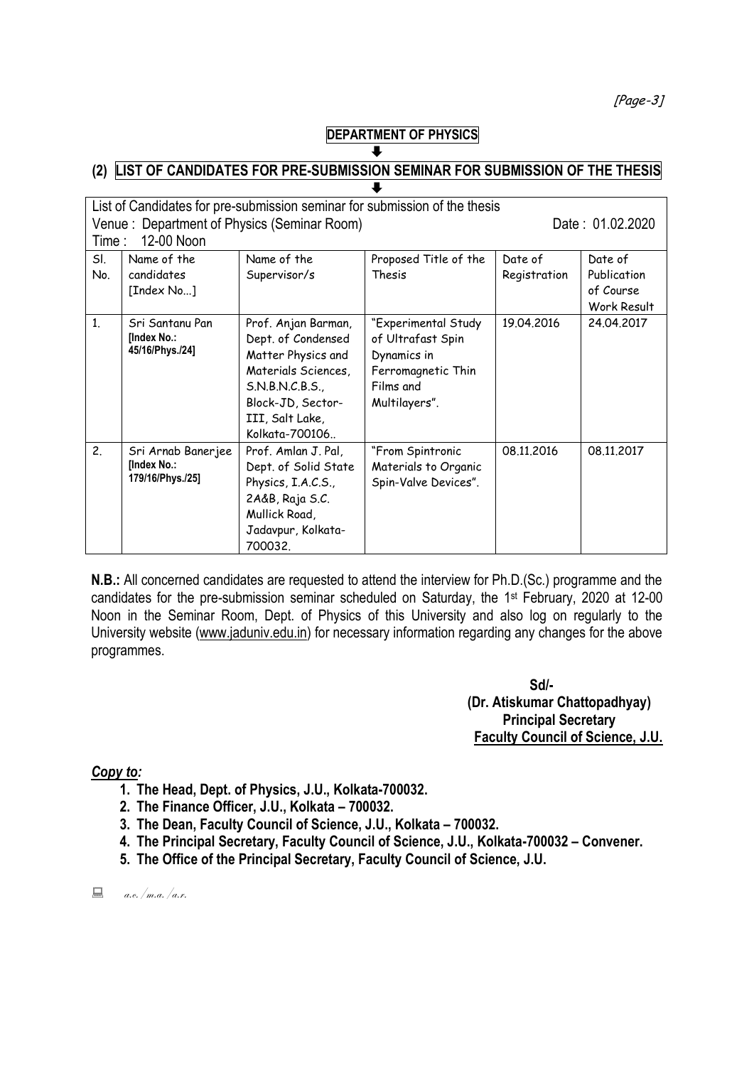## DEPARTMENT OF PHYSICS

⬇

## (2) LIST OF CANDIDATES FOR PRE-SUBMISSION SEMINAR FOR SUBMISSION OF THE THESIS

⬇

List of Candidates for pre-submission seminar for submission of the thesis
Venue : Department of Physics (Seminar Room) Date : 01.02.2020
Time : 12-00 Noon

| Sl. No. | Name of the candidates [Index No...] | Name of the Supervisor/s | Proposed Title of the Thesis | Date of Registration | Date of Publication of Course Work Result |
|---|---|---|---|---|---|
| 1. | Sri Santanu Pan **[Index No.: 45/16/Phys./24]** | Prof. Anjan Barman, Dept. of Condensed Matter Physics and Materials Sciences, S.N.B.N.C.B.S., Block-JD, Sector-III, Salt Lake, Kolkata-700106.. | "Experimental Study of Ultrafast Spin Dynamics in Ferromagnetic Thin Films and Multilayers". | 19.04.2016 | 24.04.2017 |
| 2. | Sri Arnab Banerjee **[Index No.: 179/16/Phys./25]** | Prof. Amlan J. Pal, Dept. of Solid State Physics, I.A.C.S., 2A&B, Raja S.C. Mullick Road, Jadavpur, Kolkata-700032. | "From Spintronic Materials to Organic Spin-Valve Devices". | 08.11.2016 | 08.11.2017 |

**N.B.:** All concerned candidates are requested to attend the interview for Ph.D.(Sc.) programme and the candidates for the pre-submission seminar scheduled on Saturday, the 1st February, 2020 at 12-00 Noon in the Seminar Room, Dept. of Physics of this University and also log on regularly to the University website (www.jaduniv.edu.in) for necessary information regarding any changes for the above programmes.

**Sd/-**
**(Dr. Atiskumar Chattopadhyay)**
**Principal Secretary**
**Faculty Council of Science, J.U.**

***Copy to:***

1. **The Head, Dept. of Physics, J.U., Kolkata-700032.**
2. **The Finance Officer, J.U., Kolkata – 700032.**
3. **The Dean, Faculty Council of Science, J.U., Kolkata – 700032.**
4. **The Principal Secretary, Faculty Council of Science, J.U., Kolkata-700032 – Convener.**
5. **The Office of the Principal Secretary, Faculty Council of Science, J.U.**

*a.c./m.a./a.r.*